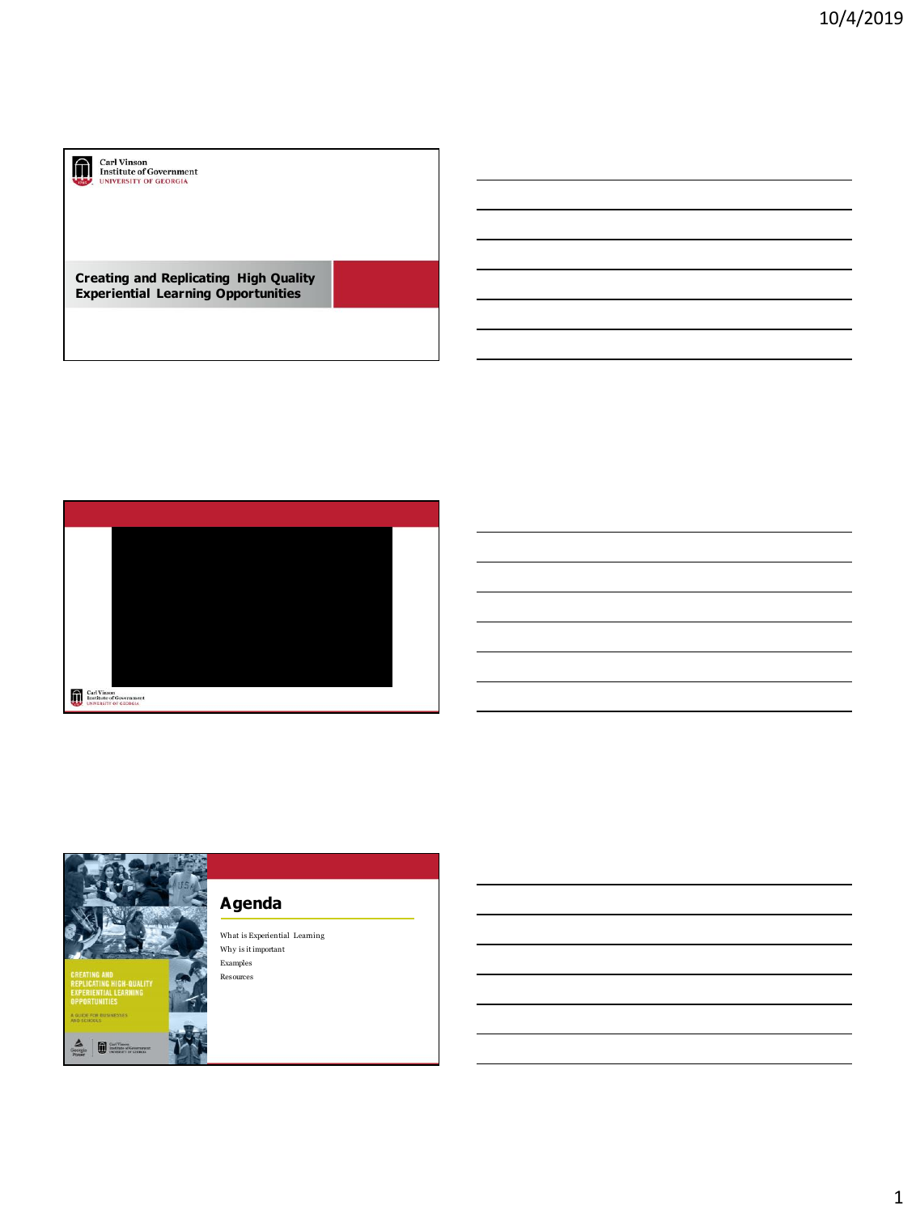Carl Vinson
Institute of Government
UNIVERSITY OF GEORGIA

**Creating and Replicating High Quality Experiential Learning Opportunities**

Carl Vinson
Institute of Government
UNIVERSITY OF GEORGIA

CREATING AND REPLICATING HIGH-QUALITY EXPERIENTIAL LEARNING OPPORTUNITIES

A GUIDE FOR BUSINESSES AND SCHOOLS

## Agenda

What is Experiential Learning

Why is it important

Examples

Resources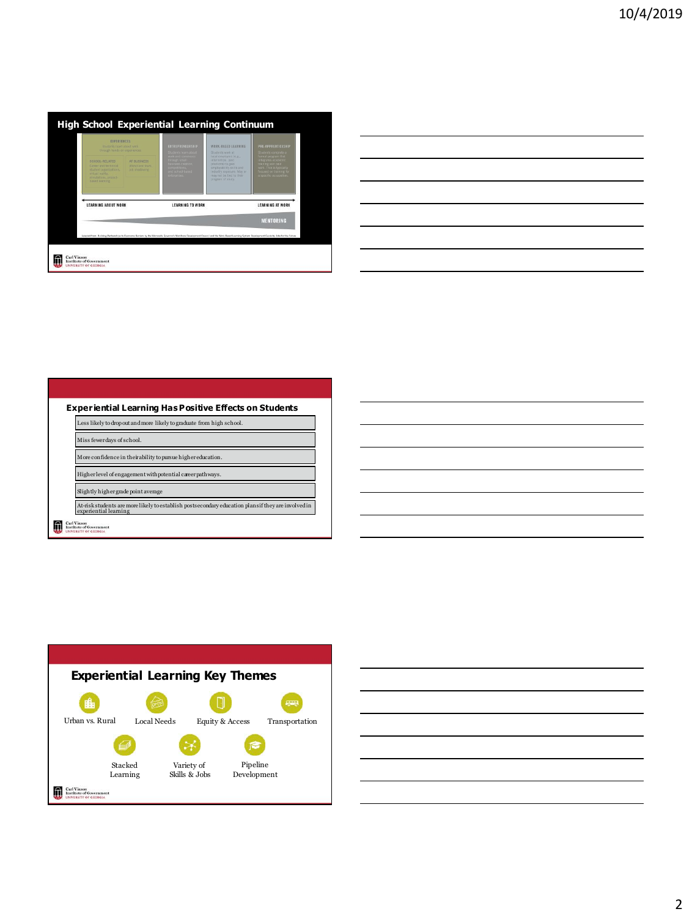## High School Experiential Learning Continuum

EXPERIENCES

ENTREPRENEURSHIP

WORK-BASED LEARNING

PRE-APPRENTICESHIP

SCHOOL-RELATED

AT BUSINESS

LEARNING ABOUT WORK — LEARNING TO WORK — LEARNING AT WORK

MENTORING

Carl Vinson Institute of Government, University of Georgia

## Experiential Learning Has Positive Effects on Students

- Less likely to drop out and more likely to graduate from high school.
- Miss fewer days of school.
- More confidence in their ability to pursue higher education.
- Higher level of engagement with potential career pathways.
- Slightly higher grade point average
- At-risk students are more likely to establish postsecondary education plans if they are involved in experiential learning

Carl Vinson Institute of Government, University of Georgia

## Experiential Learning Key Themes

- Urban vs. Rural
- Local Needs
- Equity & Access
- Transportation
- Stacked Learning
- Variety of Skills & Jobs
- Pipeline Development

Carl Vinson Institute of Government, University of Georgia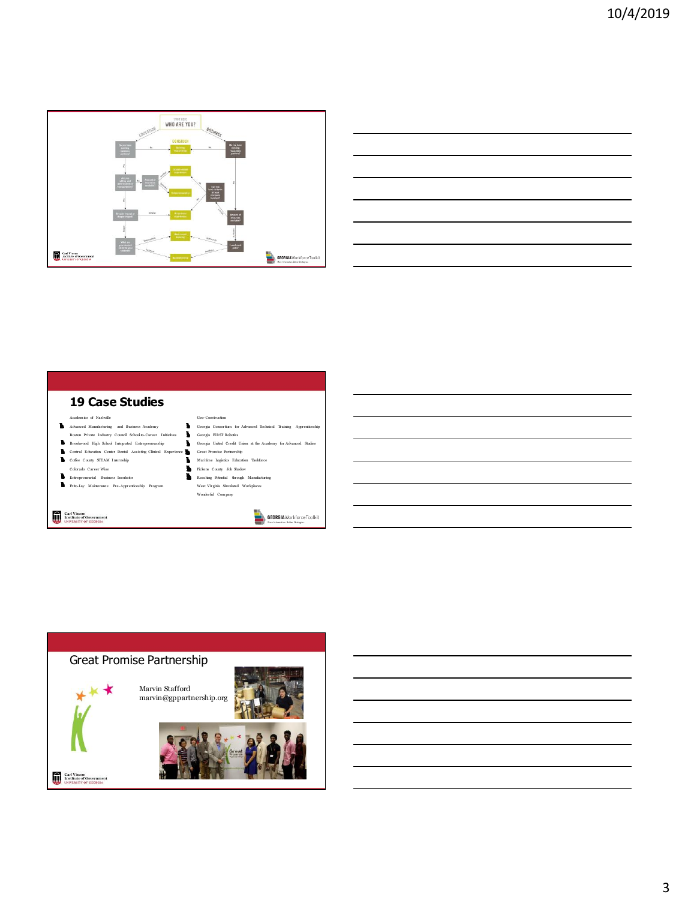## 19 Case Studies

- Academies of Nashville
- Advanced Manufacturing and Business Academy
- Boston Private Industry Council School-to-Career Initiatives
- Brookwood High School Integrated Entrepreneurship
- Central Education Center Dental Assisting Clinical Experience
- Coffee County STEAM Internship
- Colorado Career Wise
- Entrepreneurial Business Incubator
- Frito-Lay Maintenance Pre-Apprenticeship Program
- Geo-Construction
- Georgia Consortium for Advanced Technical Training Apprenticeship
- Georgia FIRST Robotics
- Georgia United Credit Union at the Academy for Advanced Studies
- Great Promise Partnership
- Maritime Logistics Education Taskforce
- Pickens County Job Shadow
- Reaching Potential through Manufacturing
- West Virginia Simulated Workplaces
- Wonderful Company

## Great Promise Partnership

Marvin Stafford
marvin@gppartnership.org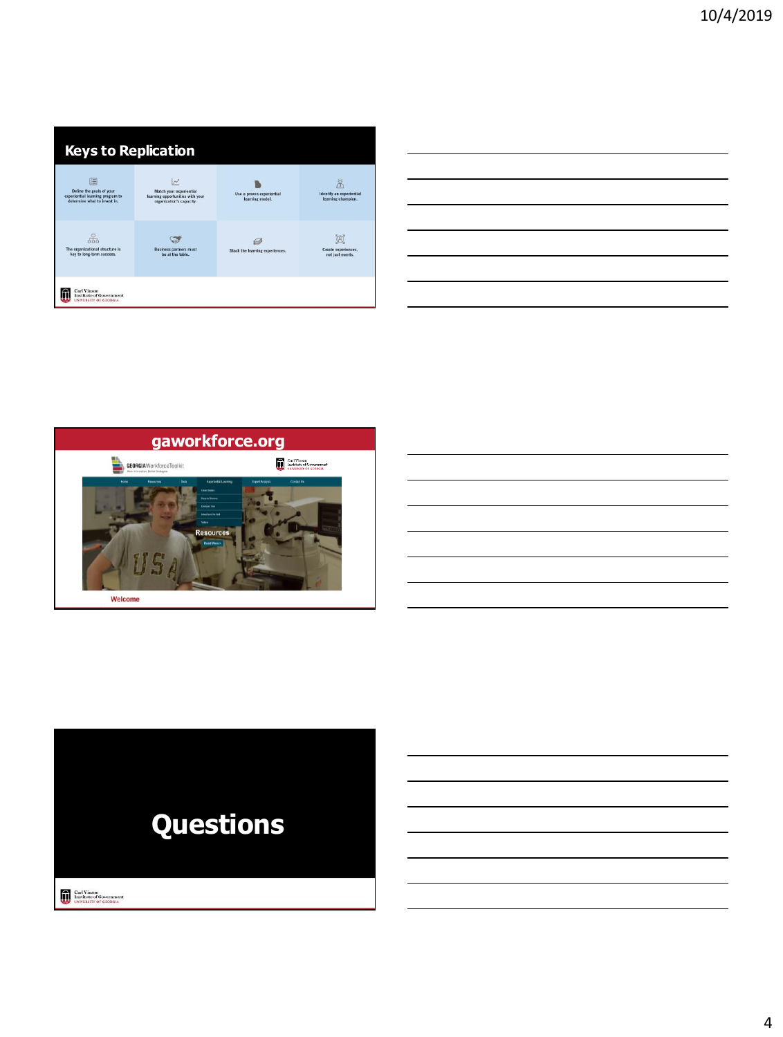## Keys to Replication

- Define the goals of your experiential learning program to determine what to invest in.
- Match your experiential learning opportunities with your organization's capacity.
- Use a proven experiential learning model.
- Identify an experiential learning champion.
- The organizational structure is key to long-term success.
- Business partners must be at the table.
- Stack the learning experiences.
- Create experiences, not just events.

Carl Vinson Institute of Government
UNIVERSITY OF GEORGIA

## gaworkforce.org

GEORGIA Workforce Toolkit

Carl Vinson Institute of Government
UNIVERSITY OF GEORGIA

Resources

Welcome

## Questions

Carl Vinson Institute of Government
UNIVERSITY OF GEORGIA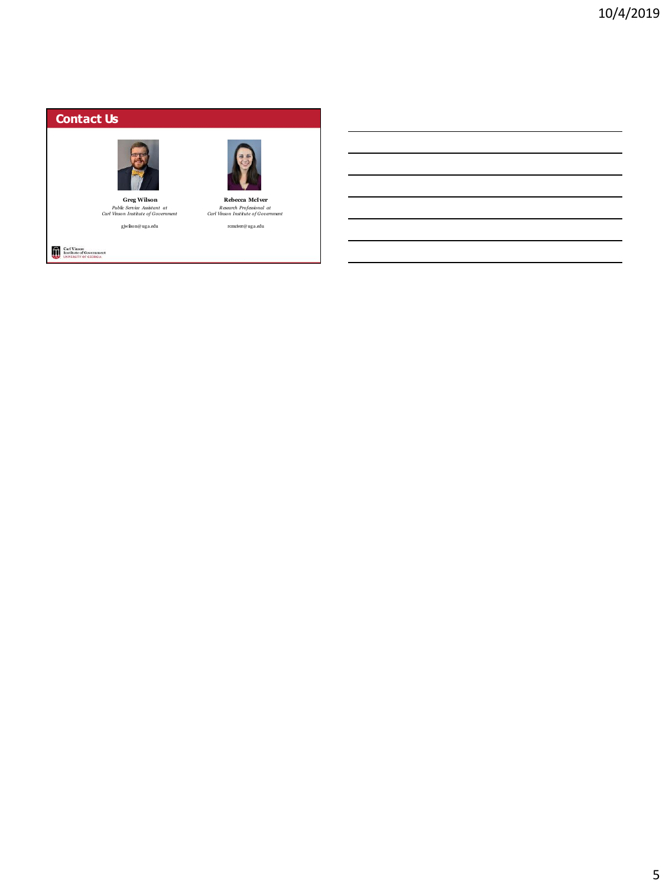## Contact Us

**Greg Wilson**
*Public Service Assistant at*
*Carl Vinson Institute of Government*

gjwilson@uga.edu

**Rebecca McIver**
*Research Professional at*
*Carl Vinson Institute of Government*

rcmciver@uga.edu

Carl Vinson
Institute of Government
UNIVERSITY OF GEORGIA